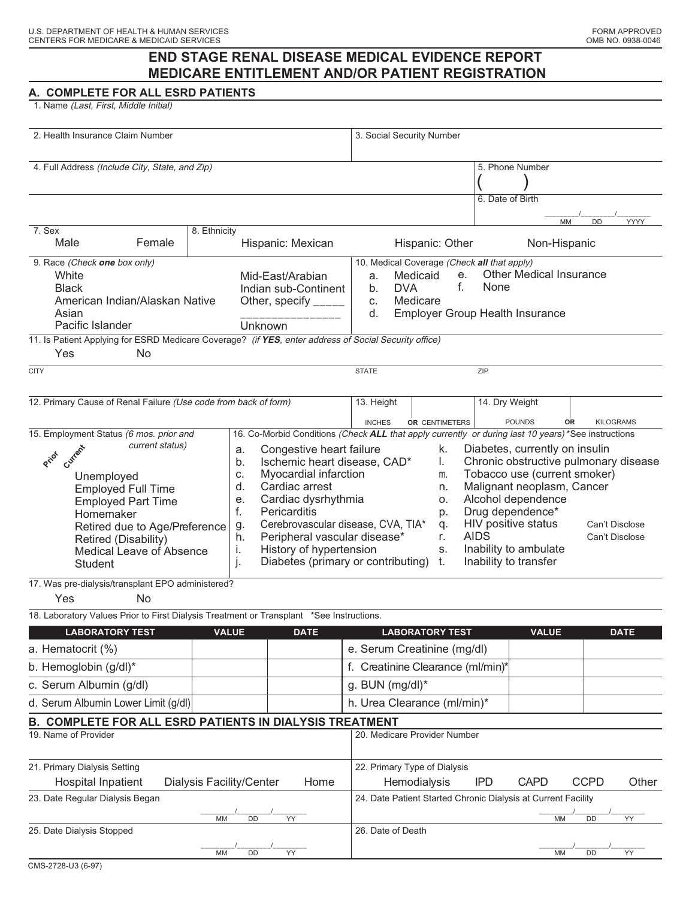U.S. DEPARTMENT OF HEALTH & HUMAN SERVICES
CENTERS FOR MEDICARE & MEDICAID SERVICES

FORM APPROVED
OMB NO. 0938-0046

# END STAGE RENAL DISEASE MEDICAL EVIDENCE REPORT MEDICARE ENTITLEMENT AND/OR PATIENT REGISTRATION

## A. COMPLETE FOR ALL ESRD PATIENTS

1. Name *(Last, First, Middle Initial)*

2. Health Insurance Claim Number

3. Social Security Number

4. Full Address *(Include City, State, and Zip)*

5. Phone Number
( )

6. Date of Birth
_____/_____/_____
MM DD YYYY

7. Sex
Male Female

8. Ethnicity
Hispanic: Mexican Hispanic: Other Non-Hispanic

9. Race *(Check **one** box only)*
- White
- Black
- American Indian/Alaskan Native
- Asian
- Pacific Islander
- Mid-East/Arabian
- Indian sub-Continent
- Other, specify _____ _______________
- Unknown

10. Medical Coverage *(Check **all** that apply)*
- a. Medicaid
- b. DVA
- c. Medicare
- d. Employer Group Health Insurance
- e. Other Medical Insurance
- f. None

11. Is Patient Applying for ESRD Medicare Coverage? *(if **YES**, enter address of Social Security office)*
Yes No

CITY STATE ZIP

12. Primary Cause of Renal Failure *(Use code from back of form)*

13. Height
INCHES **OR** CENTIMETERS

14. Dry Weight
POUNDS **OR** KILOGRAMS

15. Employment Status *(6 mos. prior and current status)*

Prior Current
- Unemployed
- Employed Full Time
- Employed Part Time
- Homemaker
- Retired due to Age/Preference
- Retired (Disability)
- Medical Leave of Absence
- Student

16. Co-Morbid Conditions *(Check **ALL** that apply currently or during last 10 years)* *See instructions
- a. Congestive heart failure
- b. Ischemic heart disease, CAD*
- c. Myocardial infarction
- d. Cardiac arrest
- e. Cardiac dysrhythmia
- f. Pericarditis
- g. Cerebrovascular disease, CVA, TIA*
- h. Peripheral vascular disease*
- i. History of hypertension
- j. Diabetes (primary or contributing)
- k. Diabetes, currently on insulin
- l. Chronic obstructive pulmonary disease
- m. Tobacco use (current smoker)
- n. Malignant neoplasm, Cancer
- o. Alcohol dependence
- p. Drug dependence*
- q. HIV positive status — Can't Disclose
- r. AIDS — Can't Disclose
- s. Inability to ambulate
- t. Inability to transfer

17. Was pre-dialysis/transplant EPO administered?
Yes No

18. Laboratory Values Prior to First Dialysis Treatment or Transplant *See Instructions.

| LABORATORY TEST | VALUE | DATE | LABORATORY TEST | VALUE | DATE |
|---|---|---|---|---|---|
| a. Hematocrit (%) | | | e. Serum Creatinine (mg/dl) | | |
| b. Hemoglobin (g/dl)* | | | f. Creatinine Clearance (ml/min)* | | |
| c. Serum Albumin (g/dl) | | | g. BUN (mg/dl)* | | |
| d. Serum Albumin Lower Limit (g/dl) | | | h. Urea Clearance (ml/min)* | | |

## B. COMPLETE FOR ALL ESRD PATIENTS IN DIALYSIS TREATMENT

19. Name of Provider

20. Medicare Provider Number

21. Primary Dialysis Setting
Hospital Inpatient Dialysis Facility/Center Home

22. Primary Type of Dialysis
Hemodialysis IPD CAPD CCPD Other

23. Date Regular Dialysis Began
_____/_____/_____
MM DD YY

24. Date Patient Started Chronic Dialysis at Current Facility
_____/_____/_____
MM DD YY

25. Date Dialysis Stopped
_____/_____/_____
MM DD YY

26. Date of Death
_____/_____/_____
MM DD YY

CMS-2728-U3 (6-97)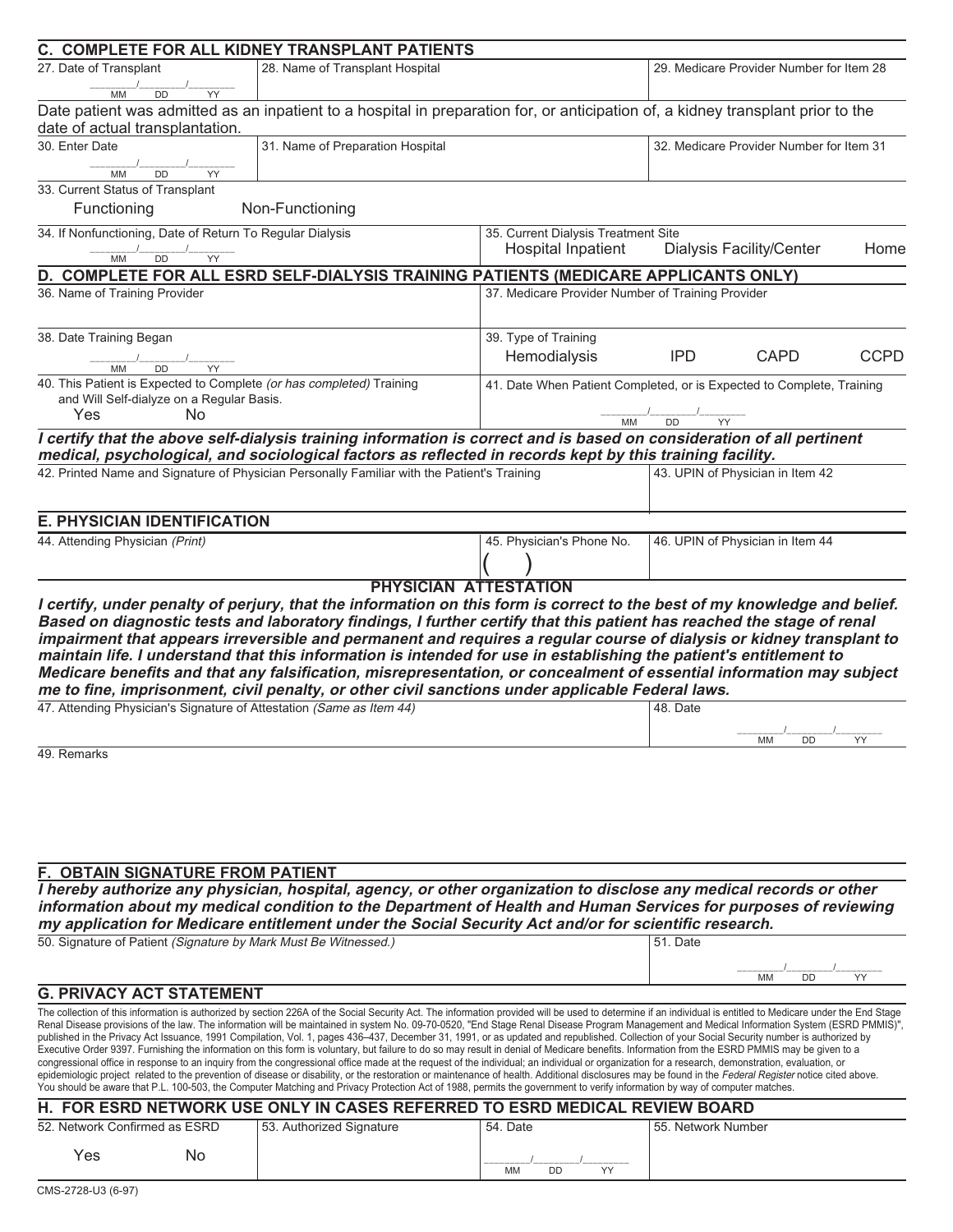## C. COMPLETE FOR ALL KIDNEY TRANSPLANT PATIENTS

| 27. Date of Transplant | 28. Name of Transplant Hospital | 29. Medicare Provider Number for Item 28 |
|---|---|---|
| ____/____/____ MM DD YY | | |

Date patient was admitted as an inpatient to a hospital in preparation for, or anticipation of, a kidney transplant prior to the date of actual transplantation.

| 30. Enter Date | 31. Name of Preparation Hospital | 32. Medicare Provider Number for Item 31 |
|---|---|---|
| ____/____/____ MM DD YY | | |

33. Current Status of Transplant

Functioning    Non-Functioning

| 34. If Nonfunctioning, Date of Return To Regular Dialysis | 35. Current Dialysis Treatment Site |
|---|---|
| ____/____/____ MM DD YY | Hospital Inpatient    Dialysis Facility/Center    Home |

## D. COMPLETE FOR ALL ESRD SELF-DIALYSIS TRAINING PATIENTS (MEDICARE APPLICANTS ONLY)

| 36. Name of Training Provider | 37. Medicare Provider Number of Training Provider |
|---|---|
| | |

| 38. Date Training Began | 39. Type of Training |
|---|---|
| ____/____/____ MM DD YY | Hemodialysis    IPD    CAPD    CCPD |

| 40. This Patient is Expected to Complete *(or has completed)* Training and Will Self-dialyze on a Regular Basis. | 41. Date When Patient Completed, or is Expected to Complete, Training |
|---|---|
| Yes    No | ____/____/____ MM DD YY |

***I certify that the above self-dialysis training information is correct and is based on consideration of all pertinent medical, psychological, and sociological factors as reflected in records kept by this training facility.***

| 42. Printed Name and Signature of Physician Personally Familiar with the Patient's Training | 43. UPIN of Physician in Item 42 |
|---|---|
| | |

## E. PHYSICIAN IDENTIFICATION

| 44. Attending Physician *(Print)* | 45. Physician's Phone No. | 46. UPIN of Physician in Item 44 |
|---|---|---|
| | ( ) | |

**PHYSICIAN ATTESTATION**

***I certify, under penalty of perjury, that the information on this form is correct to the best of my knowledge and belief. Based on diagnostic tests and laboratory findings, I further certify that this patient has reached the stage of renal impairment that appears irreversible and permanent and requires a regular course of dialysis or kidney transplant to maintain life. I understand that this information is intended for use in establishing the patient's entitlement to Medicare benefits and that any falsification, misrepresentation, or concealment of essential information may subject me to fine, imprisonment, civil penalty, or other civil sanctions under applicable Federal laws.***

| 47. Attending Physician's Signature of Attestation *(Same as Item 44)* | 48. Date |
|---|---|
| | ____/____/____ MM DD YY |

49. Remarks

## F. OBTAIN SIGNATURE FROM PATIENT

***I hereby authorize any physician, hospital, agency, or other organization to disclose any medical records or other information about my medical condition to the Department of Health and Human Services for purposes of reviewing my application for Medicare entitlement under the Social Security Act and/or for scientific research.***

| 50. Signature of Patient *(Signature by Mark Must Be Witnessed.)* | 51. Date |
|---|---|
| | ____/____/____ MM DD YY |

## G. PRIVACY ACT STATEMENT

The collection of this information is authorized by section 226A of the Social Security Act. The information provided will be used to determine if an individual is entitled to Medicare under the End Stage Renal Disease provisions of the law. The information will be maintained in system No. 09-70-0520, "End Stage Renal Disease Program Management and Medical Information System (ESRD PMMIS)", published in the Privacy Act Issuance, 1991 Compilation, Vol. 1, pages 436–437, December 31, 1991, or as updated and republished. Collection of your Social Security number is authorized by Executive Order 9397. Furnishing the information on this form is voluntary, but failure to do so may result in denial of Medicare benefits. Information from the ESRD PMMIS may be given to a congressional office in response to an inquiry from the congressional office made at the request of the individual; an individual or organization for a research, demonstration, evaluation, or epidemiologic project related to the prevention of disease or disability, or the restoration or maintenance of health. Additional disclosures may be found in the *Federal Register* notice cited above. You should be aware that P.L. 100-503, the Computer Matching and Privacy Protection Act of 1988, permits the government to verify information by way of computer matches.

## H. FOR ESRD NETWORK USE ONLY IN CASES REFERRED TO ESRD MEDICAL REVIEW BOARD

| 52. Network Confirmed as ESRD | 53. Authorized Signature | 54. Date | 55. Network Number |
|---|---|---|---|
| Yes    No | | ____/____/____ MM DD YY | |

CMS-2728-U3 (6-97)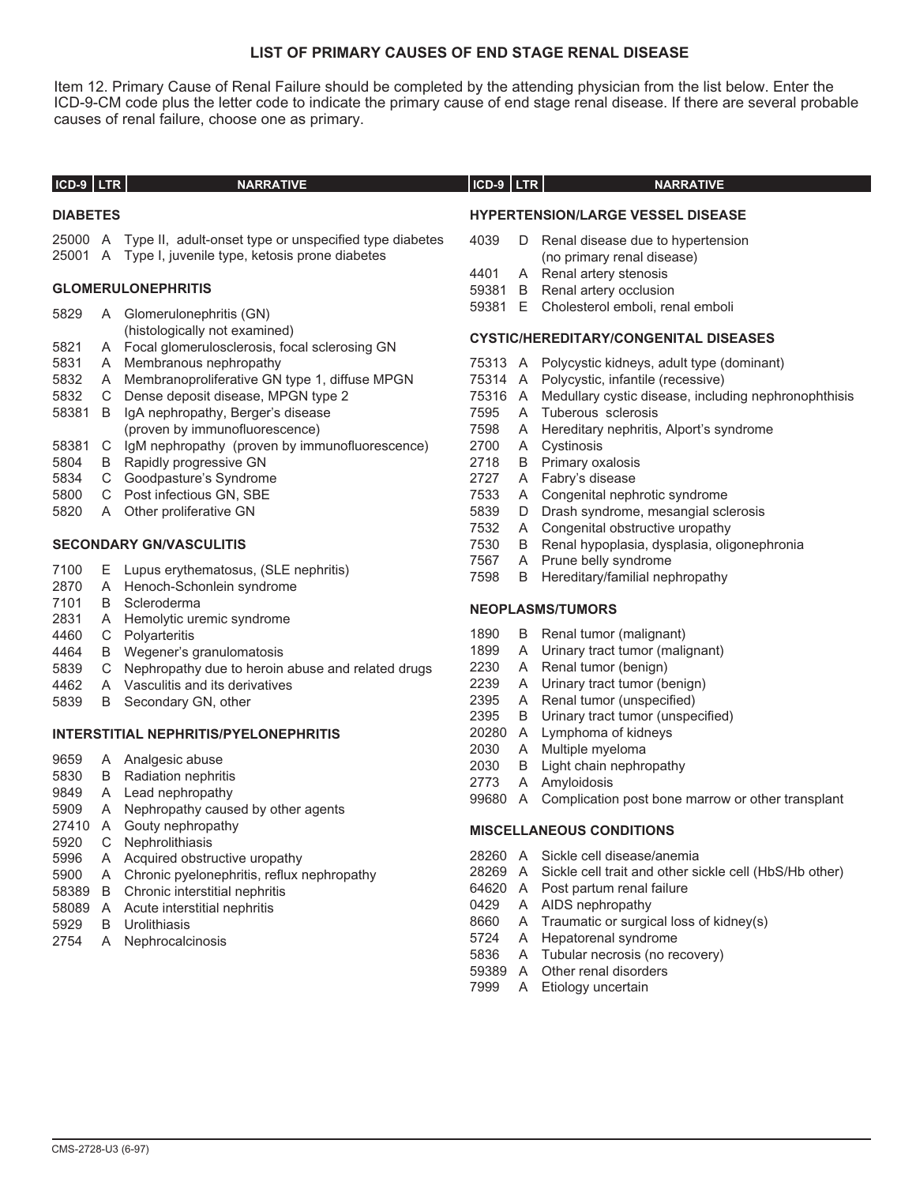# LIST OF PRIMARY CAUSES OF END STAGE RENAL DISEASE

Item 12. Primary Cause of Renal Failure should be completed by the attending physician from the list below. Enter the ICD-9-CM code plus the letter code to indicate the primary cause of end stage renal disease. If there are several probable causes of renal failure, choose one as primary.

| ICD-9 | LTR | NARRATIVE |
|---|---|---|
| **DIABETES** | | |
| 25000 | A | Type II, adult-onset type or unspecified type diabetes |
| 25001 | A | Type I, juvenile type, ketosis prone diabetes |
| **GLOMERULONEPHRITIS** | | |
| 5829 | A | Glomerulonephritis (GN) (histologically not examined) |
| 5821 | A | Focal glomerulosclerosis, focal sclerosing GN |
| 5831 | A | Membranous nephropathy |
| 5832 | A | Membranoproliferative GN type 1, diffuse MPGN |
| 5832 | C | Dense deposit disease, MPGN type 2 |
| 58381 | B | IgA nephropathy, Berger's disease (proven by immunofluorescence) |
| 58381 | C | IgM nephropathy (proven by immunofluorescence) |
| 5804 | B | Rapidly progressive GN |
| 5834 | C | Goodpasture's Syndrome |
| 5800 | C | Post infectious GN, SBE |
| 5820 | A | Other proliferative GN |
| **SECONDARY GN/VASCULITIS** | | |
| 7100 | E | Lupus erythematosus, (SLE nephritis) |
| 2870 | A | Henoch-Schonlein syndrome |
| 7101 | B | Scleroderma |
| 2831 | A | Hemolytic uremic syndrome |
| 4460 | C | Polyarteritis |
| 4464 | B | Wegener's granulomatosis |
| 5839 | C | Nephropathy due to heroin abuse and related drugs |
| 4462 | A | Vasculitis and its derivatives |
| 5839 | B | Secondary GN, other |
| **INTERSTITIAL NEPHRITIS/PYELONEPHRITIS** | | |
| 9659 | A | Analgesic abuse |
| 5830 | B | Radiation nephritis |
| 9849 | A | Lead nephropathy |
| 5909 | A | Nephropathy caused by other agents |
| 27410 | A | Gouty nephropathy |
| 5920 | C | Nephrolithiasis |
| 5996 | A | Acquired obstructive uropathy |
| 5900 | A | Chronic pyelonephritis, reflux nephropathy |
| 58389 | B | Chronic interstitial nephritis |
| 58089 | A | Acute interstitial nephritis |
| 5929 | B | Urolithiasis |
| 2754 | A | Nephrocalcinosis |
| **HYPERTENSION/LARGE VESSEL DISEASE** | | |
| 4039 | D | Renal disease due to hypertension (no primary renal disease) |
| 4401 | A | Renal artery stenosis |
| 59381 | B | Renal artery occlusion |
| 59381 | E | Cholesterol emboli, renal emboli |
| **CYSTIC/HEREDITARY/CONGENITAL DISEASES** | | |
| 75313 | A | Polycystic kidneys, adult type (dominant) |
| 75314 | A | Polycystic, infantile (recessive) |
| 75316 | A | Medullary cystic disease, including nephronophthisis |
| 7595 | A | Tuberous sclerosis |
| 7598 | A | Hereditary nephritis, Alport's syndrome |
| 2700 | A | Cystinosis |
| 2718 | B | Primary oxalosis |
| 2727 | A | Fabry's disease |
| 7533 | A | Congenital nephrotic syndrome |
| 5839 | D | Drash syndrome, mesangial sclerosis |
| 7532 | A | Congenital obstructive uropathy |
| 7530 | B | Renal hypoplasia, dysplasia, oligonephronia |
| 7567 | A | Prune belly syndrome |
| 7598 | B | Hereditary/familial nephropathy |
| **NEOPLASMS/TUMORS** | | |
| 1890 | B | Renal tumor (malignant) |
| 1899 | A | Urinary tract tumor (malignant) |
| 2230 | A | Renal tumor (benign) |
| 2239 | A | Urinary tract tumor (benign) |
| 2395 | A | Renal tumor (unspecified) |
| 2395 | B | Urinary tract tumor (unspecified) |
| 20280 | A | Lymphoma of kidneys |
| 2030 | A | Multiple myeloma |
| 2030 | B | Light chain nephropathy |
| 2773 | A | Amyloidosis |
| 99680 | A | Complication post bone marrow or other transplant |
| **MISCELLANEOUS CONDITIONS** | | |
| 28260 | A | Sickle cell disease/anemia |
| 28269 | A | Sickle cell trait and other sickle cell (HbS/Hb other) |
| 64620 | A | Post partum renal failure |
| 0429 | A | AIDS nephropathy |
| 8660 | A | Traumatic or surgical loss of kidney(s) |
| 5724 | A | Hepatorenal syndrome |
| 5836 | A | Tubular necrosis (no recovery) |
| 59389 | A | Other renal disorders |
| 7999 | A | Etiology uncertain |

CMS-2728-U3 (6-97)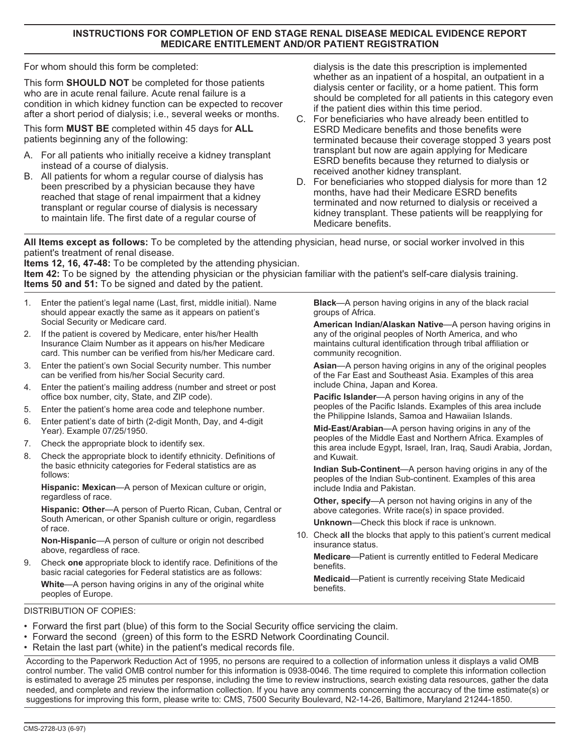## INSTRUCTIONS FOR COMPLETION OF END STAGE RENAL DISEASE MEDICAL EVIDENCE REPORT MEDICARE ENTITLEMENT AND/OR PATIENT REGISTRATION

For whom should this form be completed:

This form **SHOULD NOT** be completed for those patients who are in acute renal failure. Acute renal failure is a condition in which kidney function can be expected to recover after a short period of dialysis; i.e., several weeks or months.

This form **MUST BE** completed within 45 days for **ALL** patients beginning any of the following:

A. For all patients who initially receive a kidney transplant instead of a course of dialysis.

B. All patients for whom a regular course of dialysis has been prescribed by a physician because they have reached that stage of renal impairment that a kidney transplant or regular course of dialysis is necessary to maintain life. The first date of a regular course of dialysis is the date this prescription is implemented whether as an inpatient of a hospital, an outpatient in a dialysis center or facility, or a home patient. This form should be completed for all patients in this category even if the patient dies within this time period.

C. For beneficiaries who have already been entitled to ESRD Medicare benefits and those benefits were terminated because their coverage stopped 3 years post transplant but now are again applying for Medicare ESRD benefits because they returned to dialysis or received another kidney transplant.

D. For beneficiaries who stopped dialysis for more than 12 months, have had their Medicare ESRD benefits terminated and now returned to dialysis or received a kidney transplant. These patients will be reapplying for Medicare benefits.

**All Items except as follows:** To be completed by the attending physician, head nurse, or social worker involved in this patient's treatment of renal disease.
**Items 12, 16, 47-48:** To be completed by the attending physician.
**Item 42:** To be signed by the attending physician or the physician familiar with the patient's self-care dialysis training.
**Items 50 and 51:** To be signed and dated by the patient.

1. Enter the patient's legal name (Last, first, middle initial). Name should appear exactly the same as it appears on patient's Social Security or Medicare card.
2. If the patient is covered by Medicare, enter his/her Health Insurance Claim Number as it appears on his/her Medicare card. This number can be verified from his/her Medicare card.
3. Enter the patient's own Social Security number. This number can be verified from his/her Social Security card.
4. Enter the patient's mailing address (number and street or post office box number, city, State, and ZIP code).
5. Enter the patient's home area code and telephone number.
6. Enter patient's date of birth (2-digit Month, Day, and 4-digit Year). Example 07/25/1950.
7. Check the appropriate block to identify sex.
8. Check the appropriate block to identify ethnicity. Definitions of the basic ethnicity categories for Federal statistics are as follows:

   **Hispanic: Mexican**—A person of Mexican culture or origin, regardless of race.

   **Hispanic: Other**—A person of Puerto Rican, Cuban, Central or South American, or other Spanish culture or origin, regardless of race.

   **Non-Hispanic**—A person of culture or origin not described above, regardless of race.

9. Check **one** appropriate block to identify race. Definitions of the basic racial categories for Federal statistics are as follows:

   **White**—A person having origins in any of the original white peoples of Europe.

   **Black**—A person having origins in any of the black racial groups of Africa.

   **American Indian/Alaskan Native**—A person having origins in any of the original peoples of North America, and who maintains cultural identification through tribal affiliation or community recognition.

   **Asian**—A person having origins in any of the original peoples of the Far East and Southeast Asia. Examples of this area include China, Japan and Korea.

   **Pacific Islander**—A person having origins in any of the peoples of the Pacific Islands. Examples of this area include the Philippine Islands, Samoa and Hawaiian Islands.

   **Mid-East/Arabian**—A person having origins in any of the peoples of the Middle East and Northern Africa. Examples of this area include Egypt, Israel, Iran, Iraq, Saudi Arabia, Jordan, and Kuwait.

   **Indian Sub-Continent**—A person having origins in any of the peoples of the Indian Sub-continent. Examples of this area include India and Pakistan.

   **Other, specify**—A person not having origins in any of the above categories. Write race(s) in space provided.

   **Unknown**—Check this block if race is unknown.

10. Check **all** the blocks that apply to this patient's current medical insurance status.

    **Medicare**—Patient is currently entitled to Federal Medicare benefits.

    **Medicaid**—Patient is currently receiving State Medicaid benefits.

DISTRIBUTION OF COPIES:

- Forward the first part (blue) of this form to the Social Security office servicing the claim.
- Forward the second (green) of this form to the ESRD Network Coordinating Council.
- Retain the last part (white) in the patient's medical records file.

According to the Paperwork Reduction Act of 1995, no persons are required to a collection of information unless it displays a valid OMB control number. The valid OMB control number for this information is 0938-0046. The time required to complete this information collection is estimated to average 25 minutes per response, including the time to review instructions, search existing data resources, gather the data needed, and complete and review the information collection. If you have any comments concerning the accuracy of the time estimate(s) or suggestions for improving this form, please write to: CMS, 7500 Security Boulevard, N2-14-26, Baltimore, Maryland 21244-1850.

CMS-2728-U3 (6-97)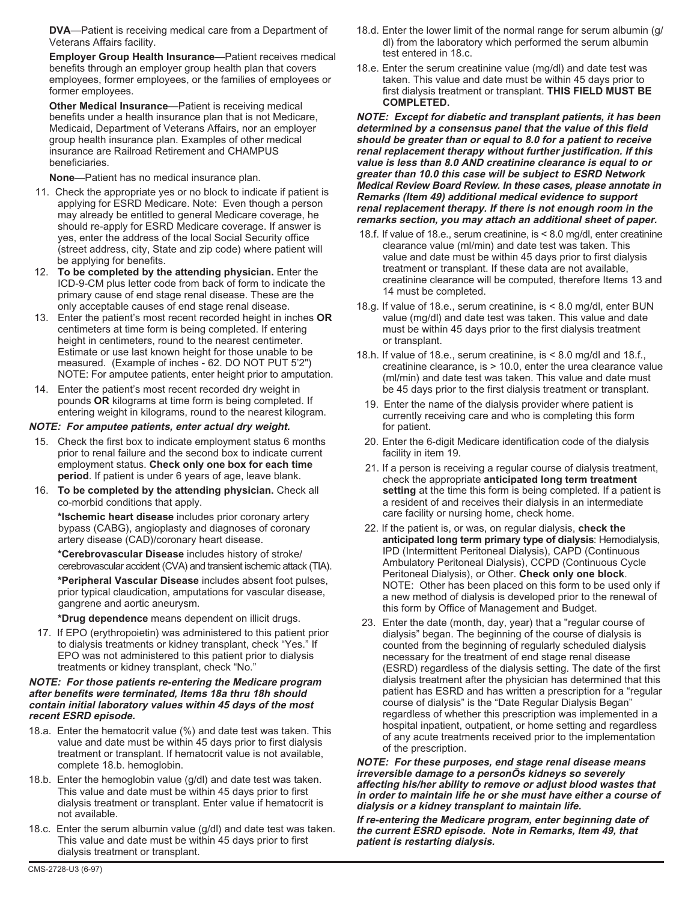**DVA**—Patient is receiving medical care from a Department of Veterans Affairs facility.

**Employer Group Health Insurance**—Patient receives medical benefits through an employer group health plan that covers employees, former employees, or the families of employees or former employees.

**Other Medical Insurance**—Patient is receiving medical benefits under a health insurance plan that is not Medicare, Medicaid, Department of Veterans Affairs, nor an employer group health insurance plan. Examples of other medical insurance are Railroad Retirement and CHAMPUS beneficiaries.

**None**—Patient has no medical insurance plan.

11. Check the appropriate yes or no block to indicate if patient is applying for ESRD Medicare. Note: Even though a person may already be entitled to general Medicare coverage, he should re-apply for ESRD Medicare coverage. If answer is yes, enter the address of the local Social Security office (street address, city, State and zip code) where patient will be applying for benefits.
12. **To be completed by the attending physician.** Enter the ICD-9-CM plus letter code from back of form to indicate the primary cause of end stage renal disease. These are the only acceptable causes of end stage renal disease.
13. Enter the patient's most recent recorded height in inches **OR** centimeters at time form is being completed. If entering height in centimeters, round to the nearest centimeter. Estimate or use last known height for those unable to be measured. (Example of inches - 62. DO NOT PUT 5'2") NOTE: For amputee patients, enter height prior to amputation.
14. Enter the patient's most recent recorded dry weight in pounds **OR** kilograms at time form is being completed. If entering weight in kilograms, round to the nearest kilogram.

***NOTE: For amputee patients, enter actual dry weight.***

15. Check the first box to indicate employment status 6 months prior to renal failure and the second box to indicate current employment status. **Check only one box for each time period**. If patient is under 6 years of age, leave blank.
16. **To be completed by the attending physician.** Check all co-morbid conditions that apply.

    ***Ischemic heart disease** includes prior coronary artery bypass (CABG), angioplasty and diagnoses of coronary artery disease (CAD)/coronary heart disease.

    ***Cerebrovascular Disease** includes history of stroke/ cerebrovascular accident (CVA) and transient ischemic attack (TIA).

    ***Peripheral Vascular Disease** includes absent foot pulses, prior typical claudication, amputations for vascular disease, gangrene and aortic aneurysm.

    ***Drug dependence** means dependent on illicit drugs.
17. If EPO (erythropoietin) was administered to this patient prior to dialysis treatments or kidney transplant, check "Yes." If EPO was not administered to this patient prior to dialysis treatments or kidney transplant, check "No."

***NOTE: For those patients re-entering the Medicare program after benefits were terminated, Items 18a thru 18h should contain initial laboratory values within 45 days of the most recent ESRD episode.***

18.a. Enter the hematocrit value (%) and date test was taken. This value and date must be within 45 days prior to first dialysis treatment or transplant. If hematocrit value is not available, complete 18.b. hemoglobin.

18.b. Enter the hemoglobin value (g/dl) and date test was taken. This value and date must be within 45 days prior to first dialysis treatment or transplant. Enter value if hematocrit is not available.

18.c. Enter the serum albumin value (g/dl) and date test was taken. This value and date must be within 45 days prior to first dialysis treatment or transplant.

18.d. Enter the lower limit of the normal range for serum albumin (g/dl) from the laboratory which performed the serum albumin test entered in 18.c.

18.e. Enter the serum creatinine value (mg/dl) and date test was taken. This value and date must be within 45 days prior to first dialysis treatment or transplant. **THIS FIELD MUST BE COMPLETED.**

***NOTE: Except for diabetic and transplant patients, it has been determined by a consensus panel that the value of this field should be greater than or equal to 8.0 for a patient to receive renal replacement therapy without further justification. If this value is less than 8.0 AND creatinine clearance is equal to or greater than 10.0 this case will be subject to ESRD Network Medical Review Board Review. In these cases, please annotate in Remarks (Item 49) additional medical evidence to support renal replacement therapy. If there is not enough room in the remarks section, you may attach an additional sheet of paper.***

18.f. If value of 18.e., serum creatinine, is < 8.0 mg/dl, enter creatinine clearance value (ml/min) and date test was taken. This value and date must be within 45 days prior to first dialysis treatment or transplant. If these data are not available, creatinine clearance will be computed, therefore Items 13 and 14 must be completed.

18.g. If value of 18.e., serum creatinine, is < 8.0 mg/dl, enter BUN value (mg/dl) and date test was taken. This value and date must be within 45 days prior to the first dialysis treatment or transplant.

18.h. If value of 18.e., serum creatinine, is < 8.0 mg/dl and 18.f., creatinine clearance, is > 10.0, enter the urea clearance value (ml/min) and date test was taken. This value and date must be 45 days prior to the first dialysis treatment or transplant.

19. Enter the name of the dialysis provider where patient is currently receiving care and who is completing this form for patient.
20. Enter the 6-digit Medicare identification code of the dialysis facility in item 19.
21. If a person is receiving a regular course of dialysis treatment, check the appropriate **anticipated long term treatment setting** at the time this form is being completed. If a patient is a resident of and receives their dialysis in an intermediate care facility or nursing home, check home.
22. If the patient is, or was, on regular dialysis, **check the anticipated long term primary type of dialysis**: Hemodialysis, IPD (Intermittent Peritoneal Dialysis), CAPD (Continuous Ambulatory Peritoneal Dialysis), CCPD (Continuous Cycle Peritoneal Dialysis), or Other. **Check only one block**. NOTE: Other has been placed on this form to be used only if a new method of dialysis is developed prior to the renewal of this form by Office of Management and Budget.
23. Enter the date (month, day, year) that a "regular course of dialysis" began. The beginning of the course of dialysis is counted from the beginning of regularly scheduled dialysis necessary for the treatment of end stage renal disease (ESRD) regardless of the dialysis setting. The date of the first dialysis treatment after the physician has determined that this patient has ESRD and has written a prescription for a "regular course of dialysis" is the "Date Regular Dialysis Began" regardless of whether this prescription was implemented in a hospital inpatient, outpatient, or home setting and regardless of any acute treatments received prior to the implementation of the prescription.

***NOTE: For these purposes, end stage renal disease means irreversible damage to a personÕs kidneys so severely affecting his/her ability to remove or adjust blood wastes that in order to maintain life he or she must have either a course of dialysis or a kidney transplant to maintain life.***

***If re-entering the Medicare program, enter beginning date of the current ESRD episode. Note in Remarks, Item 49, that patient is restarting dialysis.***

CMS-2728-U3 (6-97)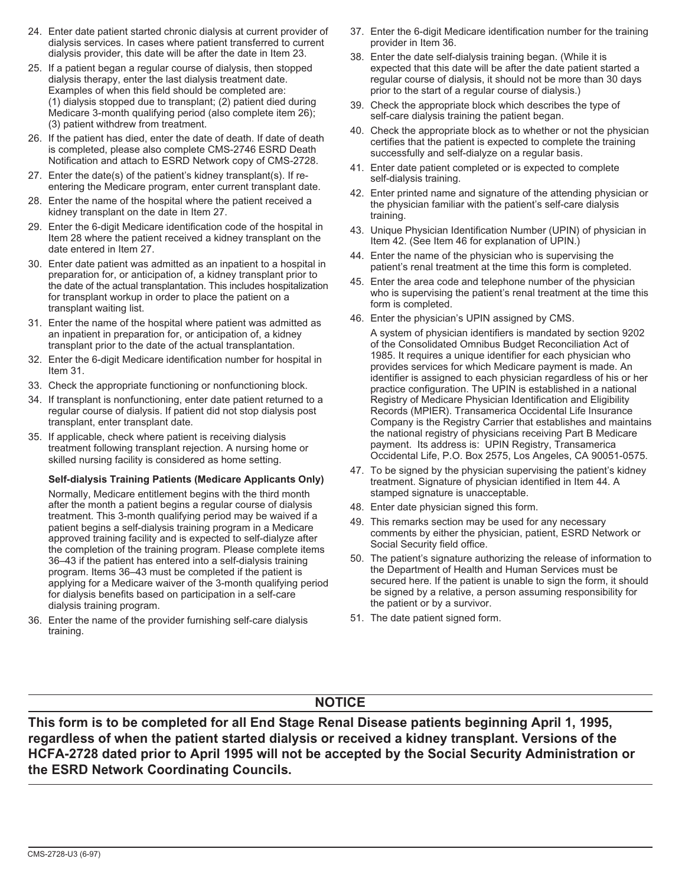24. Enter date patient started chronic dialysis at current provider of dialysis services. In cases where patient transferred to current dialysis provider, this date will be after the date in Item 23.
25. If a patient began a regular course of dialysis, then stopped dialysis therapy, enter the last dialysis treatment date. Examples of when this field should be completed are: (1) dialysis stopped due to transplant; (2) patient died during Medicare 3-month qualifying period (also complete item 26); (3) patient withdrew from treatment.
26. If the patient has died, enter the date of death. If date of death is completed, please also complete CMS-2746 ESRD Death Notification and attach to ESRD Network copy of CMS-2728.
27. Enter the date(s) of the patient's kidney transplant(s). If re-entering the Medicare program, enter current transplant date.
28. Enter the name of the hospital where the patient received a kidney transplant on the date in Item 27.
29. Enter the 6-digit Medicare identification code of the hospital in Item 28 where the patient received a kidney transplant on the date entered in Item 27.
30. Enter date patient was admitted as an inpatient to a hospital in preparation for, or anticipation of, a kidney transplant prior to the date of the actual transplantation. This includes hospitalization for transplant workup in order to place the patient on a transplant waiting list.
31. Enter the name of the hospital where patient was admitted as an inpatient in preparation for, or anticipation of, a kidney transplant prior to the date of the actual transplantation.
32. Enter the 6-digit Medicare identification number for hospital in Item 31.
33. Check the appropriate functioning or nonfunctioning block.
34. If transplant is nonfunctioning, enter date patient returned to a regular course of dialysis. If patient did not stop dialysis post transplant, enter transplant date.
35. If applicable, check where patient is receiving dialysis treatment following transplant rejection. A nursing home or skilled nursing facility is considered as home setting.

**Self-dialysis Training Patients (Medicare Applicants Only)**

Normally, Medicare entitlement begins with the third month after the month a patient begins a regular course of dialysis treatment. This 3-month qualifying period may be waived if a patient begins a self-dialysis training program in a Medicare approved training facility and is expected to self-dialyze after the completion of the training program. Please complete items 36–43 if the patient has entered into a self-dialysis training program. Items 36–43 must be completed if the patient is applying for a Medicare waiver of the 3-month qualifying period for dialysis benefits based on participation in a self-care dialysis training program.

36. Enter the name of the provider furnishing self-care dialysis training.
37. Enter the 6-digit Medicare identification number for the training provider in Item 36.
38. Enter the date self-dialysis training began. (While it is expected that this date will be after the date patient started a regular course of dialysis, it should not be more than 30 days prior to the start of a regular course of dialysis.)
39. Check the appropriate block which describes the type of self-care dialysis training the patient began.
40. Check the appropriate block as to whether or not the physician certifies that the patient is expected to complete the training successfully and self-dialyze on a regular basis.
41. Enter date patient completed or is expected to complete self-dialysis training.
42. Enter printed name and signature of the attending physician or the physician familiar with the patient's self-care dialysis training.
43. Unique Physician Identification Number (UPIN) of physician in Item 42. (See Item 46 for explanation of UPIN.)
44. Enter the name of the physician who is supervising the patient's renal treatment at the time this form is completed.
45. Enter the area code and telephone number of the physician who is supervising the patient's renal treatment at the time this form is completed.
46. Enter the physician's UPIN assigned by CMS.

    A system of physician identifiers is mandated by section 9202 of the Consolidated Omnibus Budget Reconciliation Act of 1985. It requires a unique identifier for each physician who provides services for which Medicare payment is made. An identifier is assigned to each physician regardless of his or her practice configuration. The UPIN is established in a national Registry of Medicare Physician Identification and Eligibility Records (MPIER). Transamerica Occidental Life Insurance Company is the Registry Carrier that establishes and maintains the national registry of physicians receiving Part B Medicare payment. Its address is: UPIN Registry, Transamerica Occidental Life, P.O. Box 2575, Los Angeles, CA 90051-0575.
47. To be signed by the physician supervising the patient's kidney treatment. Signature of physician identified in Item 44. A stamped signature is unacceptable.
48. Enter date physician signed this form.
49. This remarks section may be used for any necessary comments by either the physician, patient, ESRD Network or Social Security field office.
50. The patient's signature authorizing the release of information to the Department of Health and Human Services must be secured here. If the patient is unable to sign the form, it should be signed by a relative, a person assuming responsibility for the patient or by a survivor.
51. The date patient signed form.

## NOTICE

**This form is to be completed for all End Stage Renal Disease patients beginning April 1, 1995, regardless of when the patient started dialysis or received a kidney transplant. Versions of the HCFA-2728 dated prior to April 1995 will not be accepted by the Social Security Administration or the ESRD Network Coordinating Councils.**

CMS-2728-U3 (6-97)